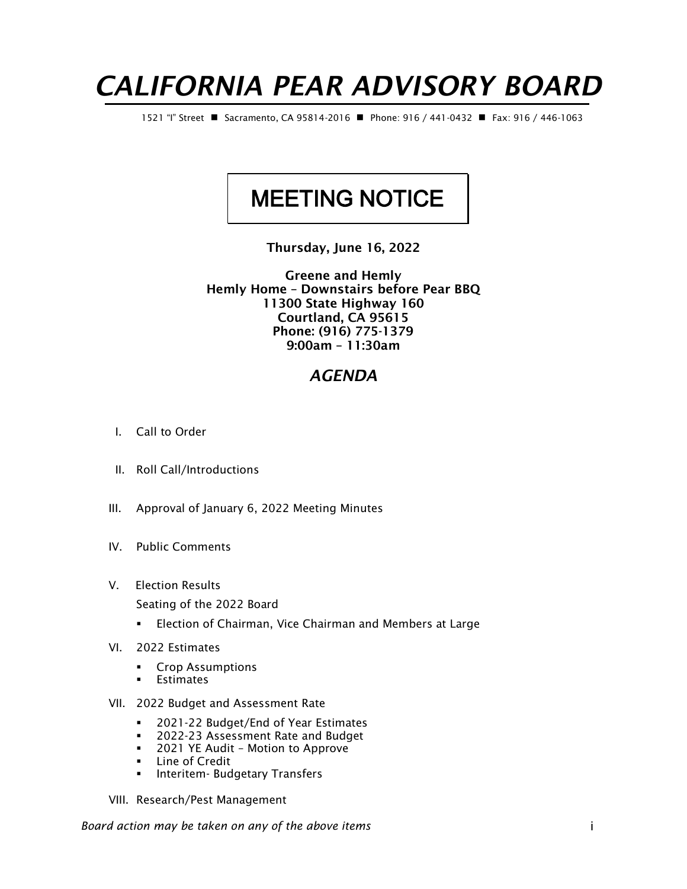# *CALIFORNIA PEAR ADVISORY BOARD*

1521 "I" Street ■ Sacramento, CA 95814-2016 ■ Phone: 916 / 441-0432 ■ Fax: 916 / 446-1063

## MEETING NOTICE

**Thursday, June 16, 2022**

**Greene and Hemly**
**Hemly Home – Downstairs before Pear BBQ**
**11300 State Highway 160**
**Courtland, CA 95615**
**Phone: (916) 775-1379**
**9:00am – 11:30am**

## *AGENDA*

I. Call to Order

II. Roll Call/Introductions

III. Approval of January 6, 2022 Meeting Minutes

IV. Public Comments

V. Election Results

Seating of the 2022 Board

- Election of Chairman, Vice Chairman and Members at Large

VI. 2022 Estimates

- Crop Assumptions
- Estimates

VII. 2022 Budget and Assessment Rate

- 2021-22 Budget/End of Year Estimates
- 2022-23 Assessment Rate and Budget
- 2021 YE Audit – Motion to Approve
- Line of Credit
- Interitem- Budgetary Transfers

VIII. Research/Pest Management

*Board action may be taken on any of the above items*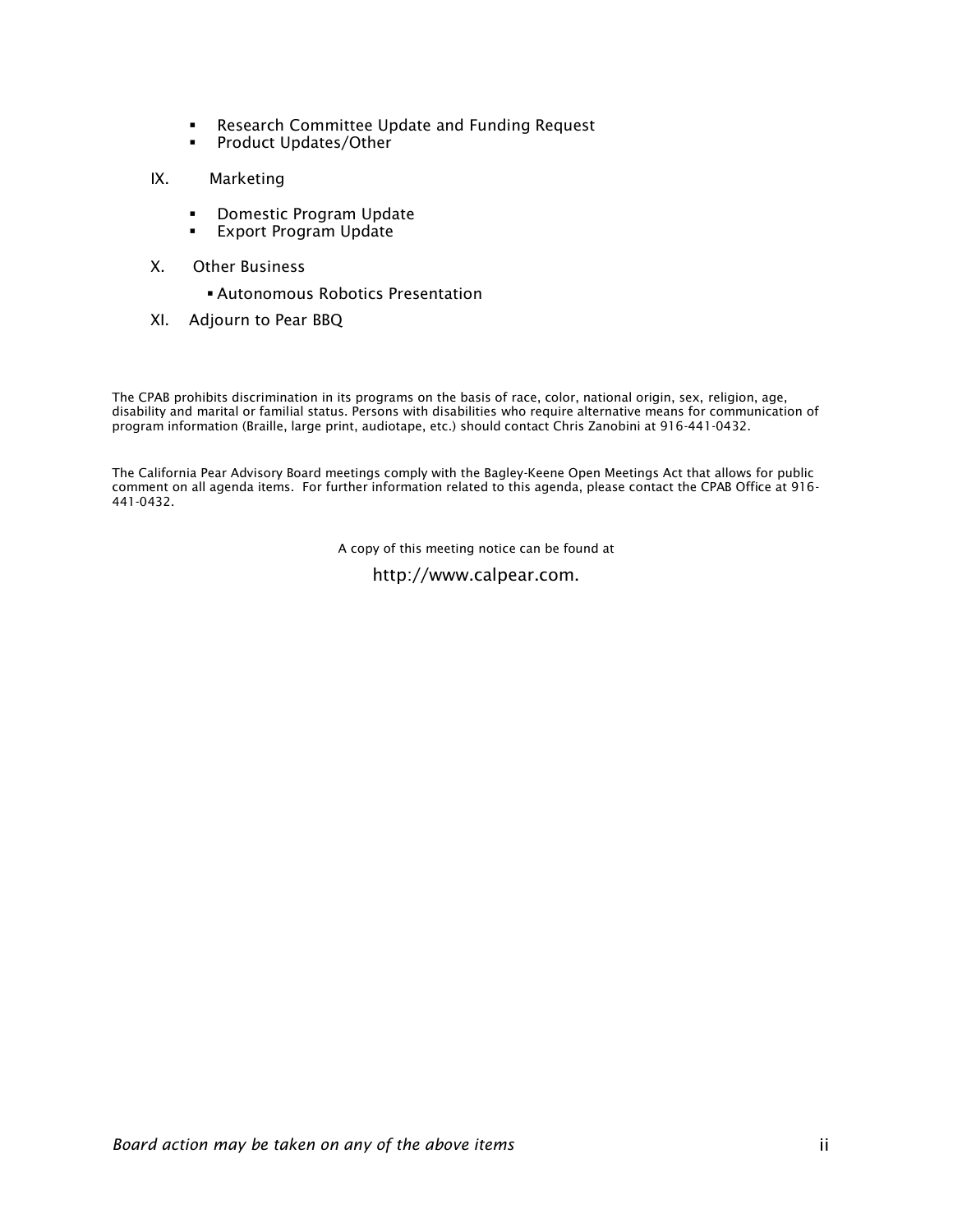- Research Committee Update and Funding Request
- Product Updates/Other

IX. Marketing

- Domestic Program Update
- Export Program Update

X. Other Business

- Autonomous Robotics Presentation

XI. Adjourn to Pear BBQ

The CPAB prohibits discrimination in its programs on the basis of race, color, national origin, sex, religion, age, disability and marital or familial status. Persons with disabilities who require alternative means for communication of program information (Braille, large print, audiotape, etc.) should contact Chris Zanobini at 916-441-0432.

The California Pear Advisory Board meetings comply with the Bagley-Keene Open Meetings Act that allows for public comment on all agenda items. For further information related to this agenda, please contact the CPAB Office at 916-441-0432.

A copy of this meeting notice can be found at

http://www.calpear.com.

*Board action may be taken on any of the above items*